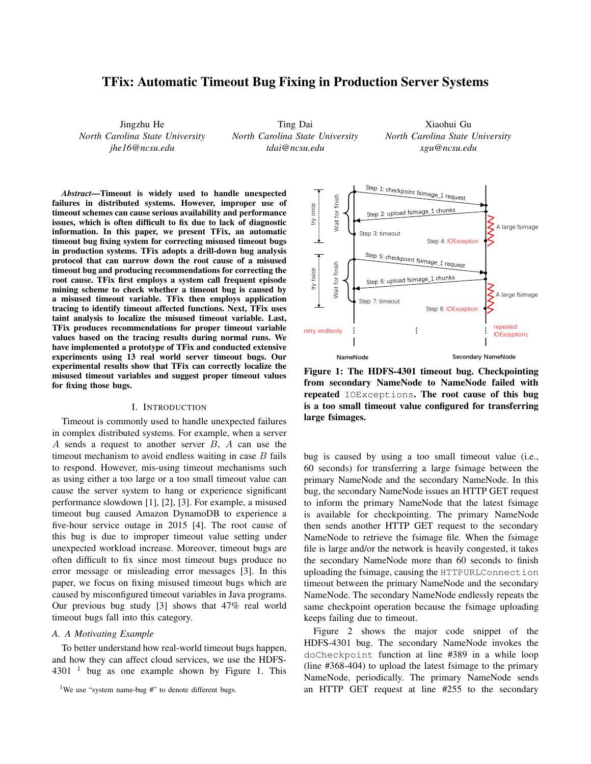# TFix: Automatic Timeout Bug Fixing in Production Server Systems

Jingzhu He
*North Carolina State University*
*jhe16@ncsu.edu*

Ting Dai
*North Carolina State University*
*tdai@ncsu.edu*

Xiaohui Gu
*North Carolina State University*
*xgu@ncsu.edu*

***Abstract*—Timeout is widely used to handle unexpected failures in distributed systems. However, improper use of timeout schemes can cause serious availability and performance issues, which is often difficult to fix due to lack of diagnostic information. In this paper, we present TFix, an automatic timeout bug fixing system for correcting misused timeout bugs in production systems. TFix adopts a drill-down bug analysis protocol that can narrow down the root cause of a misused timeout bug and producing recommendations for correcting the root cause. TFix first employs a system call frequent episode mining scheme to check whether a timeout bug is caused by a misused timeout variable. TFix then employs application tracing to identify timeout affected functions. Next, TFix uses taint analysis to localize the misused timeout variable. Last, TFix produces recommendations for proper timeout variable values based on the tracing results during normal runs. We have implemented a prototype of TFix and conducted extensive experiments using 13 real world server timeout bugs. Our experimental results show that TFix can correctly localize the misused timeout variables and suggest proper timeout values for fixing those bugs.**

## I. Introduction

Timeout is commonly used to handle unexpected failures in complex distributed systems. For example, when a server $A$ sends a request to another server $B$, $A$ can use the timeout mechanism to avoid endless waiting in case $B$ fails to respond. However, mis-using timeout mechanisms such as using either a too large or a too small timeout value can cause the server system to hang or experience significant performance slowdown [1], [2], [3]. For example, a misused timeout bug caused Amazon DynamoDB to experience a five-hour service outage in 2015 [4]. The root cause of this bug is due to improper timeout value setting under unexpected workload increase. Moreover, timeout bugs are often difficult to fix since most timeout bugs produce no error message or misleading error messages [3]. In this paper, we focus on fixing misused timeout bugs which are caused by misconfigured timeout variables in Java programs. Our previous bug study [3] shows that 47% real world timeout bugs fall into this category.

### A. A Motivating Example

To better understand how real-world timeout bugs happen, and how they can affect cloud services, we use the HDFS-4301 [1] bug as one example shown by Figure 1. This

[1] We use "system name-bug #" to denote different bugs.

**Figure 1: The HDFS-4301 timeout bug. Checkpointing from secondary NameNode to NameNode failed with repeated `IOExceptions`. The root cause of this bug is a too small timeout value configured for transferring large fsimages.**

bug is caused by using a too small timeout value (i.e., 60 seconds) for transferring a large fsimage between the primary NameNode and the secondary NameNode. In this bug, the secondary NameNode issues an HTTP GET request to inform the primary NameNode that the latest fsimage is available for checkpointing. The primary NameNode then sends another HTTP GET request to the secondary NameNode to retrieve the fsimage file. When the fsimage file is large and/or the network is heavily congested, it takes the secondary NameNode more than 60 seconds to finish uploading the fsimage, causing the `HTTPURLConnection` timeout between the primary NameNode and the secondary NameNode. The secondary NameNode endlessly repeats the same checkpoint operation because the fsimage uploading keeps failing due to timeout.

Figure 2 shows the major code snippet of the HDFS-4301 bug. The secondary NameNode invokes the `doCheckpoint` function at line #389 in a while loop (line #368-404) to upload the latest fsimage to the primary NameNode, periodically. The primary NameNode sends an HTTP GET request at line #255 to the secondary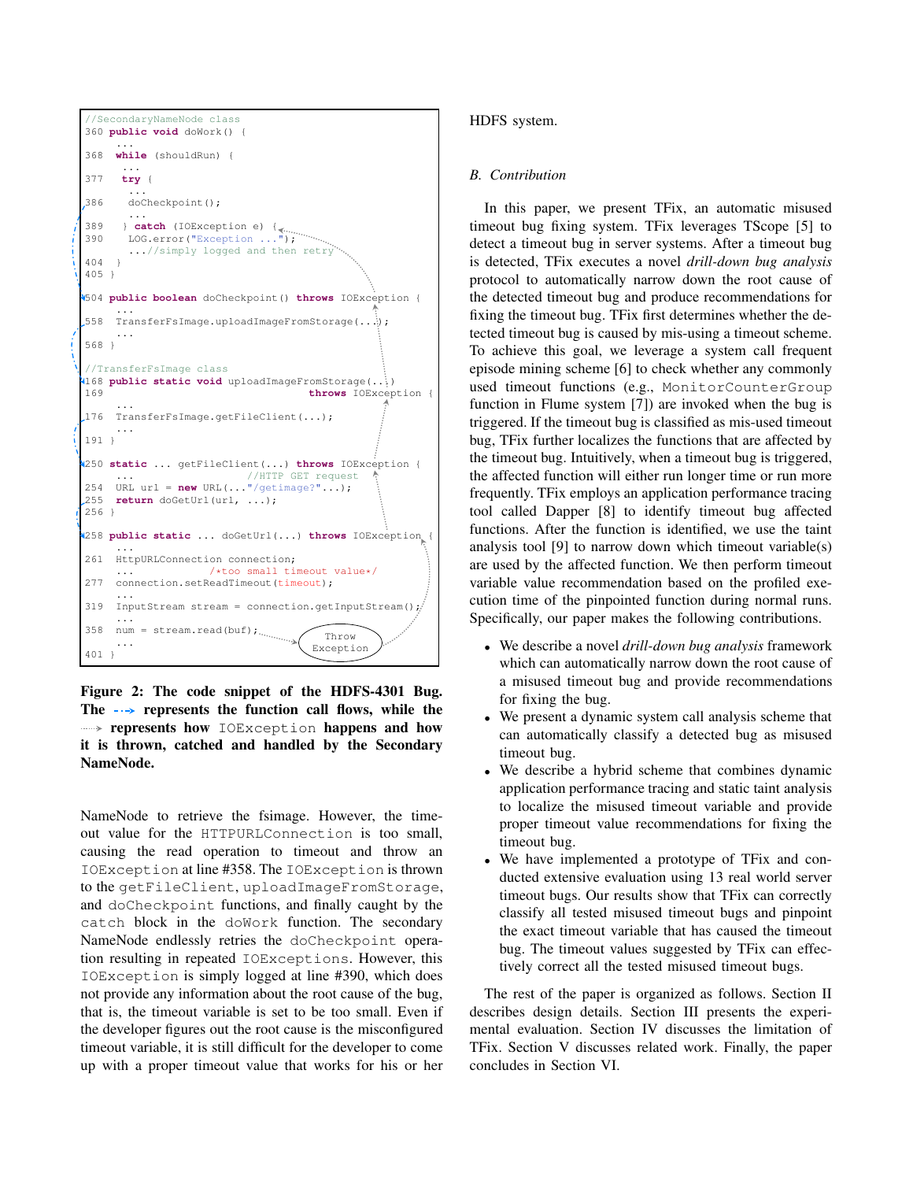```
//SecondaryNameNode class
360 public void doWork() {
     ...
368   while (shouldRun) {
       ...
377    try {
        ...
386     doCheckpoint();
        ...
389    } catch (IOException e) {
390     LOG.error("Exception ...");
        ...//simply logged and then retry
404   }
405 }

504 public boolean doCheckpoint() throws IOException {
     ...
558   TransferFsImage.uploadImageFromStorage(...);
     ...
568 }

//TransferFsImage class
168 public static void uploadImageFromStorage(...)
169                                    throws IOException {
     ...
176   TransferFsImage.getFileClient(...);
     ...
191 }

250 static ... getFileClient(...) throws IOException {
     ...                       //HTTP GET request
254   URL url = new URL(..."/getimage?"...);
255   return doGetUrl(url, ...);
256 }

258 public static ... doGetUrl(...) throws IOException {
     ...
261   HttpURLConnection connection;
     ...             /*too small timeout value*/
277   connection.setReadTimeout(timeout);
     ...
319   InputStream stream = connection.getInputStream();
     ...
358   num = stream.read(buf);        Throw Exception
     ...
401 }
```

**Figure 2: The code snippet of the HDFS-4301 Bug. The ⇢ represents the function call flows, while the ⋯→ represents how IOException happens and how it is thrown, catched and handled by the Secondary NameNode.**

NameNode to retrieve the fsimage. However, the timeout value for the HTTPURLConnection is too small, causing the read operation to timeout and throw an IOException at line #358. The IOException is thrown to the getFileClient, uploadImageFromStorage, and doCheckpoint functions, and finally caught by the catch block in the doWork function. The secondary NameNode endlessly retries the doCheckpoint operation resulting in repeated IOExceptions. However, this IOException is simply logged at line #390, which does not provide any information about the root cause of the bug, that is, the timeout variable is set to be too small. Even if the developer figures out the root cause is the misconfigured timeout variable, it is still difficult for the developer to come up with a proper timeout value that works for his or her HDFS system.

### B. Contribution

In this paper, we present TFix, an automatic misused timeout bug fixing system. TFix leverages TScope [5] to detect a timeout bug in server systems. After a timeout bug is detected, TFix executes a novel *drill-down bug analysis* protocol to automatically narrow down the root cause of the detected timeout bug and produce recommendations for fixing the timeout bug. TFix first determines whether the detected timeout bug is caused by mis-using a timeout scheme. To achieve this goal, we leverage a system call frequent episode mining scheme [6] to check whether any commonly used timeout functions (e.g., MonitorCounterGroup function in Flume system [7]) are invoked when the bug is triggered. If the timeout bug is classified as mis-used timeout bug, TFix further localizes the functions that are affected by the timeout bug. Intuitively, when a timeout bug is triggered, the affected function will either run longer time or run more frequently. TFix employs an application performance tracing tool called Dapper [8] to identify timeout bug affected functions. After the function is identified, we use the taint analysis tool [9] to narrow down which timeout variable(s) are used by the affected function. We then perform timeout variable value recommendation based on the profiled execution time of the pinpointed function during normal runs. Specifically, our paper makes the following contributions.

- We describe a novel *drill-down bug analysis* framework which can automatically narrow down the root cause of a misused timeout bug and provide recommendations for fixing the bug.
- We present a dynamic system call analysis scheme that can automatically classify a detected bug as misused timeout bug.
- We describe a hybrid scheme that combines dynamic application performance tracing and static taint analysis to localize the misused timeout variable and provide proper timeout value recommendations for fixing the timeout bug.
- We have implemented a prototype of TFix and conducted extensive evaluation using 13 real world server timeout bugs. Our results show that TFix can correctly classify all tested misused timeout bugs and pinpoint the exact timeout variable that has caused the timeout bug. The timeout values suggested by TFix can effectively correct all the tested misused timeout bugs.

The rest of the paper is organized as follows. Section II describes design details. Section III presents the experimental evaluation. Section IV discusses the limitation of TFix. Section V discusses related work. Finally, the paper concludes in Section VI.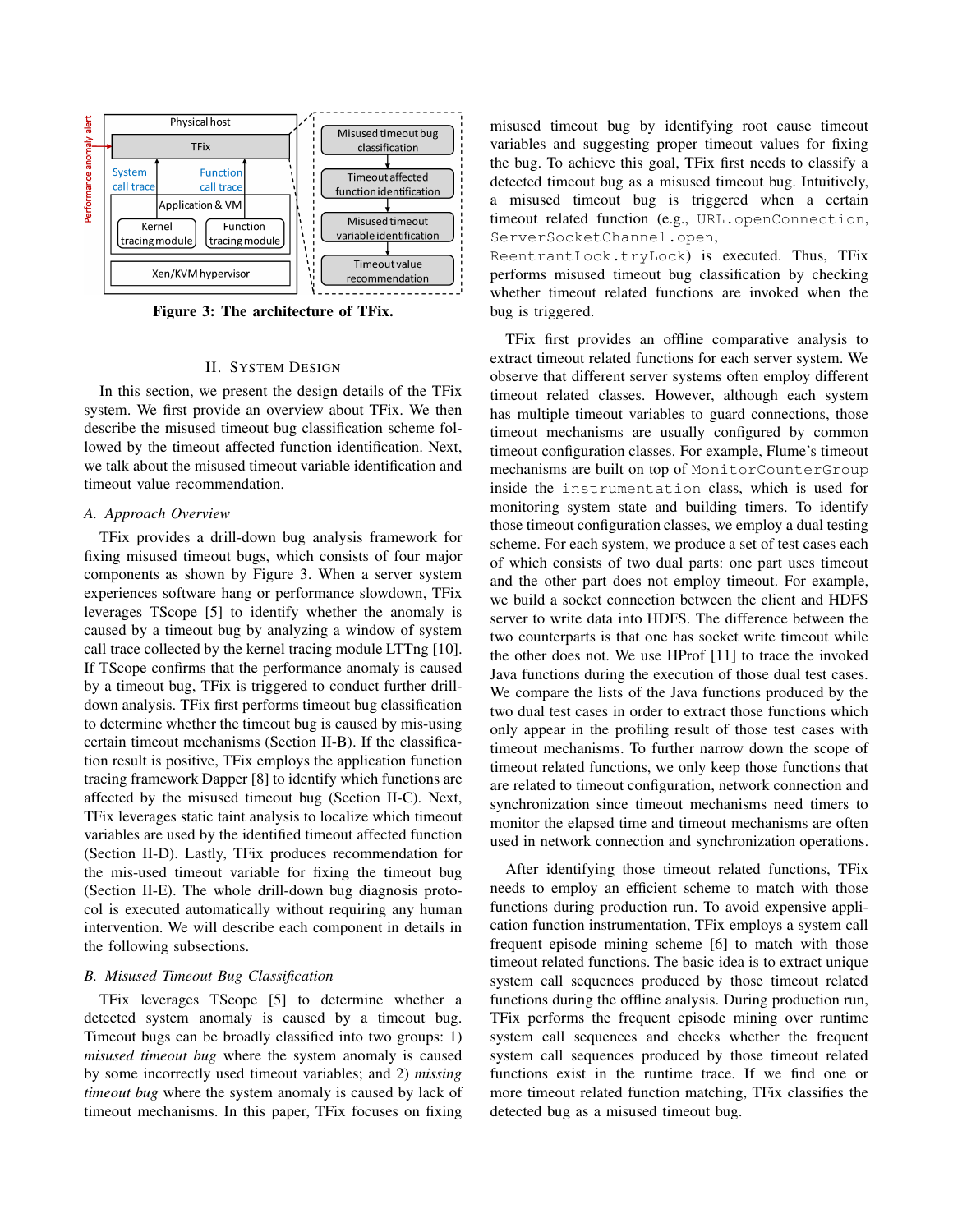Figure 3: The architecture of TFix.

## II. System Design

In this section, we present the design details of the TFix system. We first provide an overview about TFix. We then describe the misused timeout bug classification scheme followed by the timeout affected function identification. Next, we talk about the misused timeout variable identification and timeout value recommendation.

### A. Approach Overview

TFix provides a drill-down bug analysis framework for fixing misused timeout bugs, which consists of four major components as shown by Figure 3. When a server system experiences software hang or performance slowdown, TFix leverages TScope [5] to identify whether the anomaly is caused by a timeout bug by analyzing a window of system call trace collected by the kernel tracing module LTTng [10]. If TScope confirms that the performance anomaly is caused by a timeout bug, TFix is triggered to conduct further drill-down analysis. TFix first performs timeout bug classification to determine whether the timeout bug is caused by mis-using certain timeout mechanisms (Section II-B). If the classification result is positive, TFix employs the application function tracing framework Dapper [8] to identify which functions are affected by the misused timeout bug (Section II-C). Next, TFix leverages static taint analysis to localize which timeout variables are used by the identified timeout affected function (Section II-D). Lastly, TFix produces recommendation for the mis-used timeout variable for fixing the timeout bug (Section II-E). The whole drill-down bug diagnosis protocol is executed automatically without requiring any human intervention. We will describe each component in details in the following subsections.

### B. Misused Timeout Bug Classification

TFix leverages TScope [5] to determine whether a detected system anomaly is caused by a timeout bug. Timeout bugs can be broadly classified into two groups: 1) *misused timeout bug* where the system anomaly is caused by some incorrectly used timeout variables; and 2) *missing timeout bug* where the system anomaly is caused by lack of timeout mechanisms. In this paper, TFix focuses on fixing misused timeout bug by identifying root cause timeout variables and suggesting proper timeout values for fixing the bug. To achieve this goal, TFix first needs to classify a detected timeout bug as a misused timeout bug. Intuitively, a misused timeout bug is triggered when a certain timeout related function (e.g., `URL.openConnection`, `ServerSocketChannel.open`, `ReentrantLock.tryLock`) is executed. Thus, TFix performs misused timeout bug classification by checking whether timeout related functions are invoked when the bug is triggered.

TFix first provides an offline comparative analysis to extract timeout related functions for each server system. We observe that different server systems often employ different timeout related classes. However, although each system has multiple timeout variables to guard connections, those timeout mechanisms are usually configured by common timeout configuration classes. For example, Flume's timeout mechanisms are built on top of `MonitorCounterGroup` inside the `instrumentation` class, which is used for monitoring system state and building timers. To identify those timeout configuration classes, we employ a dual testing scheme. For each system, we produce a set of test cases each of which consists of two dual parts: one part uses timeout and the other part does not employ timeout. For example, we build a socket connection between the client and HDFS server to write data into HDFS. The difference between the two counterparts is that one has socket write timeout while the other does not. We use HProf [11] to trace the invoked Java functions during the execution of those dual test cases. We compare the lists of the Java functions produced by the two dual test cases in order to extract those functions which only appear in the profiling result of those test cases with timeout mechanisms. To further narrow down the scope of timeout related functions, we only keep those functions that are related to timeout configuration, network connection and synchronization since timeout mechanisms need timers to monitor the elapsed time and timeout mechanisms are often used in network connection and synchronization operations.

After identifying those timeout related functions, TFix needs to employ an efficient scheme to match with those functions during production run. To avoid expensive application function instrumentation, TFix employs a system call frequent episode mining scheme [6] to match with those timeout related functions. The basic idea is to extract unique system call sequences produced by those timeout related functions during the offline analysis. During production run, TFix performs the frequent episode mining over runtime system call sequences and checks whether the frequent system call sequences produced by those timeout related functions exist in the runtime trace. If we find one or more timeout related function matching, TFix classifies the detected bug as a misused timeout bug.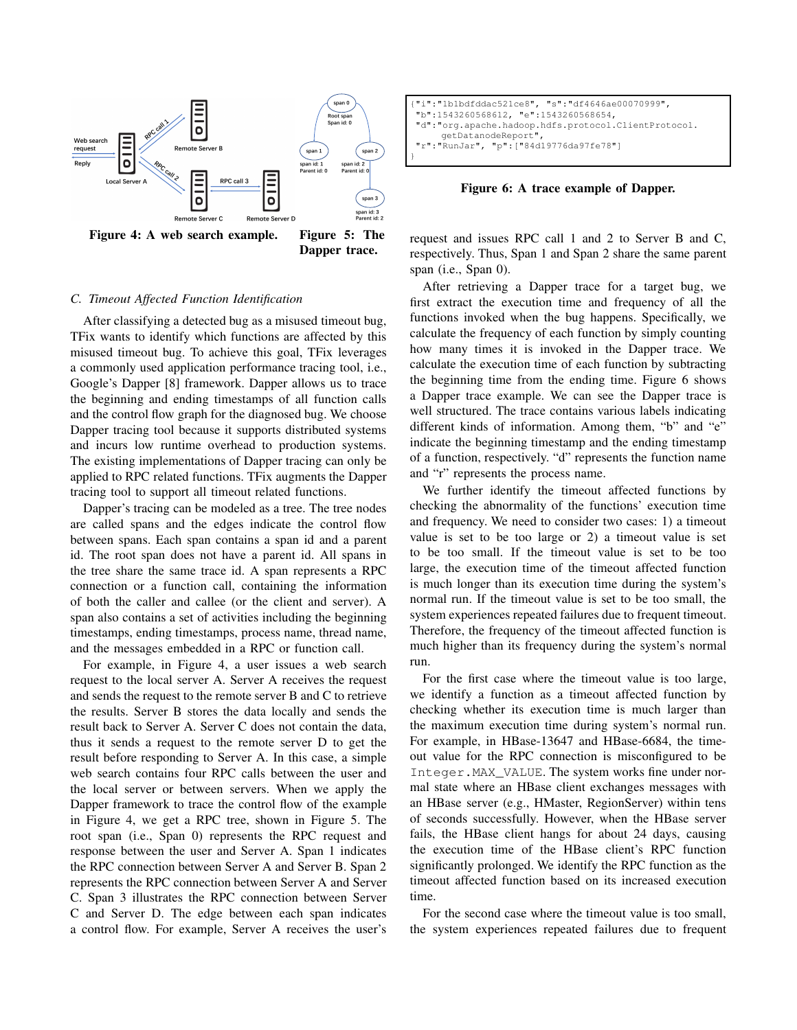Figure 4: A web search example.

Figure 5: The Dapper trace.

```
{"i":"1b1bdfddac521ce8", "s":"df4646ae00070999",
 "b":1543260568612, "e":1543260568654,
 "d":"org.apache.hadoop.hdfs.protocol.ClientProtocol.
      getDatanodeReport",
 "r":"RunJar", "p":["84d19776da97fe78"]
}
```

Figure 6: A trace example of Dapper.

### C. Timeout Affected Function Identification

After classifying a detected bug as a misused timeout bug, TFix wants to identify which functions are affected by this misused timeout bug. To achieve this goal, TFix leverages a commonly used application performance tracing tool, i.e., Google's Dapper [8] framework. Dapper allows us to trace the beginning and ending timestamps of all function calls and the control flow graph for the diagnosed bug. We choose Dapper tracing tool because it supports distributed systems and incurs low runtime overhead to production systems. The existing implementations of Dapper tracing can only be applied to RPC related functions. TFix augments the Dapper tracing tool to support all timeout related functions.

Dapper's tracing can be modeled as a tree. The tree nodes are called spans and the edges indicate the control flow between spans. Each span contains a span id and a parent id. The root span does not have a parent id. All spans in the tree share the same trace id. A span represents a RPC connection or a function call, containing the information of both the caller and callee (or the client and server). A span also contains a set of activities including the beginning timestamps, ending timestamps, process name, thread name, and the messages embedded in a RPC or function call.

For example, in Figure 4, a user issues a web search request to the local server A. Server A receives the request and sends the request to the remote server B and C to retrieve the results. Server B stores the data locally and sends the result back to Server A. Server C does not contain the data, thus it sends a request to the remote server D to get the result before responding to Server A. In this case, a simple web search contains four RPC calls between the user and the local server or between servers. When we apply the Dapper framework to trace the control flow of the example in Figure 4, we get a RPC tree, shown in Figure 5. The root span (i.e., Span 0) represents the RPC request and response between the user and Server A. Span 1 indicates the RPC connection between Server A and Server B. Span 2 represents the RPC connection between Server A and Server C. Span 3 illustrates the RPC connection between Server C and Server D. The edge between each span indicates a control flow. For example, Server A receives the user's request and issues RPC call 1 and 2 to Server B and C, respectively. Thus, Span 1 and Span 2 share the same parent span (i.e., Span 0).

After retrieving a Dapper trace for a target bug, we first extract the execution time and frequency of all the functions invoked when the bug happens. Specifically, we calculate the frequency of each function by simply counting how many times it is invoked in the Dapper trace. We calculate the execution time of each function by subtracting the beginning time from the ending time. Figure 6 shows a Dapper trace example. We can see the Dapper trace is well structured. The trace contains various labels indicating different kinds of information. Among them, "b" and "e" indicate the beginning timestamp and the ending timestamp of a function, respectively. "d" represents the function name and "r" represents the process name.

We further identify the timeout affected functions by checking the abnormality of the functions' execution time and frequency. We need to consider two cases: 1) a timeout value is set to be too large or 2) a timeout value is set to be too small. If the timeout value is set to be too large, the execution time of the timeout affected function is much longer than its execution time during the system's normal run. If the timeout value is set to be too small, the system experiences repeated failures due to frequent timeout. Therefore, the frequency of the timeout affected function is much higher than its frequency during the system's normal run.

For the first case where the timeout value is too large, we identify a function as a timeout affected function by checking whether its execution time is much larger than the maximum execution time during system's normal run. For example, in HBase-13647 and HBase-6684, the timeout value for the RPC connection is misconfigured to be `Integer.MAX_VALUE`. The system works fine under normal state where an HBase client exchanges messages with an HBase server (e.g., HMaster, RegionServer) within tens of seconds successfully. However, when the HBase server fails, the HBase client hangs for about 24 days, causing the execution time of the HBase client's RPC function significantly prolonged. We identify the RPC function as the timeout affected function based on its increased execution time.

For the second case where the timeout value is too small, the system experiences repeated failures due to frequent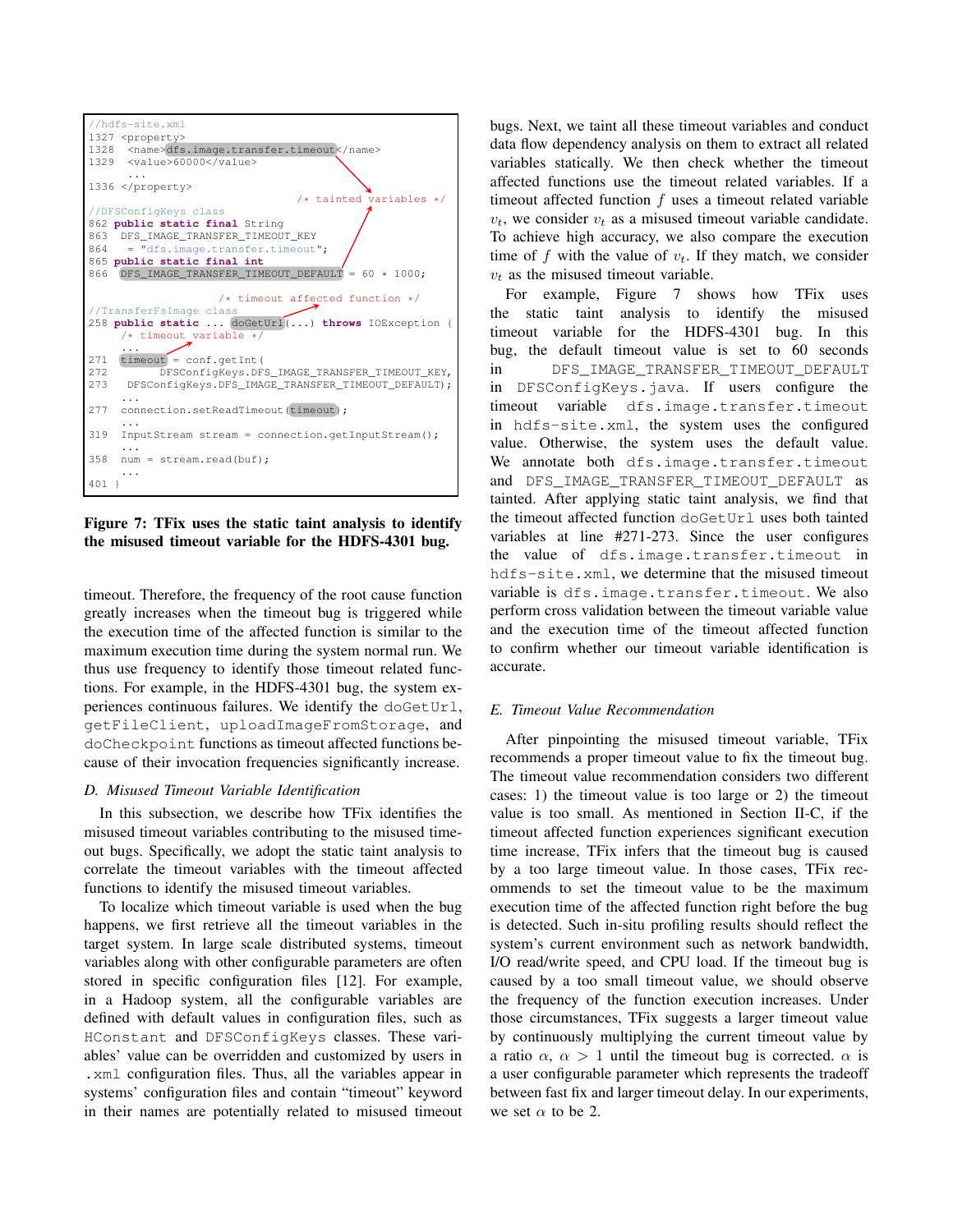```
//hdfs-site.xml
1327 <property>
1328   <name>dfs.image.transfer.timeout</name>
1329   <value>60000</value>
       ...
1336 </property>
                                        /* tainted variables */
//DFSConfigKeys class
862 public static final String
863   DFS_IMAGE_TRANSFER_TIMEOUT_KEY
864     = "dfs.image.transfer.timeout";
865 public static final int
866   DFS_IMAGE_TRANSFER_TIMEOUT_DEFAULT = 60 * 1000;

                          /* timeout affected function */
//TransferFsImage class
258 public static ... doGetUrl(...) throws IOException {
      /* timeout variable */
      ...
271   timeout = conf.getInt(
272         DFSConfigKeys.DFS_IMAGE_TRANSFER_TIMEOUT_KEY,
273     DFSConfigKeys.DFS_IMAGE_TRANSFER_TIMEOUT_DEFAULT);
      ...
277   connection.setReadTimeout(timeout);
      ...
319   InputStream stream = connection.getInputStream();
      ...
358   num = stream.read(buf);
      ...
401 }
```

**Figure 7: TFix uses the static taint analysis to identify the misused timeout variable for the HDFS-4301 bug.**

timeout. Therefore, the frequency of the root cause function greatly increases when the timeout bug is triggered while the execution time of the affected function is similar to the maximum execution time during the system normal run. We thus use frequency to identify those timeout related functions. For example, in the HDFS-4301 bug, the system experiences continuous failures. We identify the `doGetUrl`, `getFileClient`, `uploadImageFromStorage`, and `doCheckpoint` functions as timeout affected functions because of their invocation frequencies significantly increase.

### D. Misused Timeout Variable Identification

In this subsection, we describe how TFix identifies the misused timeout variables contributing to the misused timeout bugs. Specifically, we adopt the static taint analysis to correlate the timeout variables with the timeout affected functions to identify the misused timeout variables.

To localize which timeout variable is used when the bug happens, we first retrieve all the timeout variables in the target system. In large scale distributed systems, timeout variables along with other configurable parameters are often stored in specific configuration files [12]. For example, in a Hadoop system, all the configurable variables are defined with default values in configuration files, such as `HConstant` and `DFSConfigKeys` classes. These variables' value can be overridden and customized by users in `.xml` configuration files. Thus, all the variables appear in systems' configuration files and contain "timeout" keyword in their names are potentially related to misused timeout bugs. Next, we taint all these timeout variables and conduct data flow dependency analysis on them to extract all related variables statically. We then check whether the timeout affected functions use the timeout related variables. If a timeout affected function $f$ uses a timeout related variable $v_t$, we consider $v_t$ as a misused timeout variable candidate. To achieve high accuracy, we also compare the execution time of $f$ with the value of $v_t$. If they match, we consider $v_t$ as the misused timeout variable.

For example, Figure 7 shows how TFix uses the static taint analysis to identify the misused timeout variable for the HDFS-4301 bug. In this bug, the default timeout value is set to 60 seconds in `DFS_IMAGE_TRANSFER_TIMEOUT_DEFAULT` in `DFSConfigKeys.java`. If users configure the timeout variable `dfs.image.transfer.timeout` in `hdfs-site.xml`, the system uses the configured value. Otherwise, the system uses the default value. We annotate both `dfs.image.transfer.timeout` and `DFS_IMAGE_TRANSFER_TIMEOUT_DEFAULT` as tainted. After applying static taint analysis, we find that the timeout affected function `doGetUrl` uses both tainted variables at line #271-273. Since the user configures the value of `dfs.image.transfer.timeout` in `hdfs-site.xml`, we determine that the misused timeout variable is `dfs.image.transfer.timeout`. We also perform cross validation between the timeout variable value and the execution time of the timeout affected function to confirm whether our timeout variable identification is accurate.

### E. Timeout Value Recommendation

After pinpointing the misused timeout variable, TFix recommends a proper timeout value to fix the timeout bug. The timeout value recommendation considers two different cases: 1) the timeout value is too large or 2) the timeout value is too small. As mentioned in Section II-C, if the timeout affected function experiences significant execution time increase, TFix infers that the timeout bug is caused by a too large timeout value. In those cases, TFix recommends to set the timeout value to be the maximum execution time of the affected function right before the bug is detected. Such in-situ profiling results should reflect the system's current environment such as network bandwidth, I/O read/write speed, and CPU load. If the timeout bug is caused by a too small timeout value, we should observe the frequency of the function execution increases. Under those circumstances, TFix suggests a larger timeout value by continuously multiplying the current timeout value by a ratio $\alpha$, $\alpha > 1$ until the timeout bug is corrected. $\alpha$ is a user configurable parameter which represents the tradeoff between fast fix and larger timeout delay. In our experiments, we set $\alpha$ to be 2.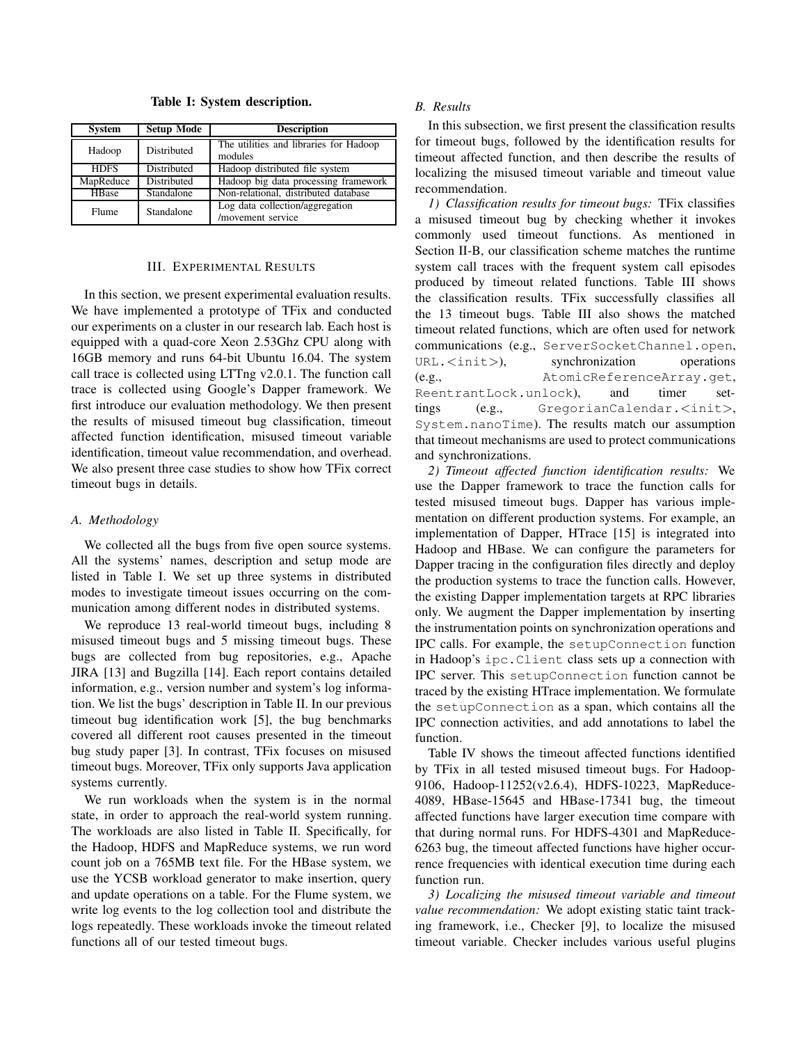Table I: System description.

| System | Setup Mode | Description |
|---|---|---|
| Hadoop | Distributed | The utilities and libraries for Hadoop modules |
| HDFS | Distributed | Hadoop distributed file system |
| MapReduce | Distributed | Hadoop big data processing framework |
| HBase | Standalone | Non-relational, distributed database |
| Flume | Standalone | Log data collection/aggregation /movement service |

## III. Experimental Results

In this section, we present experimental evaluation results. We have implemented a prototype of TFix and conducted our experiments on a cluster in our research lab. Each host is equipped with a quad-core Xeon 2.53Ghz CPU along with 16GB memory and runs 64-bit Ubuntu 16.04. The system call trace is collected using LTTng v2.0.1. The function call trace is collected using Google's Dapper framework. We first introduce our evaluation methodology. We then present the results of misused timeout bug classification, timeout affected function identification, misused timeout variable identification, timeout value recommendation, and overhead. We also present three case studies to show how TFix correct timeout bugs in details.

### A. Methodology

We collected all the bugs from five open source systems. All the systems' names, description and setup mode are listed in Table I. We set up three systems in distributed modes to investigate timeout issues occurring on the communication among different nodes in distributed systems.

We reproduce 13 real-world timeout bugs, including 8 misused timeout bugs and 5 missing timeout bugs. These bugs are collected from bug repositories, e.g., Apache JIRA [13] and Bugzilla [14]. Each report contains detailed information, e.g., version number and system's log information. We list the bugs' description in Table II. In our previous timeout bug identification work [5], the bug benchmarks covered all different root causes presented in the timeout bug study paper [3]. In contrast, TFix focuses on misused timeout bugs. Moreover, TFix only supports Java application systems currently.

We run workloads when the system is in the normal state, in order to approach the real-world system running. The workloads are also listed in Table II. Specifically, for the Hadoop, HDFS and MapReduce systems, we run word count job on a 765MB text file. For the HBase system, we use the YCSB workload generator to make insertion, query and update operations on a table. For the Flume system, we write log events to the log collection tool and distribute the logs repeatedly. These workloads invoke the timeout related functions all of our tested timeout bugs.

### B. Results

In this subsection, we first present the classification results for timeout bugs, followed by the identification results for timeout affected function, and then describe the results of localizing the misused timeout variable and timeout value recommendation.

*1) Classification results for timeout bugs:* TFix classifies a misused timeout bug by checking whether it invokes commonly used timeout functions. As mentioned in Section II-B, our classification scheme matches the runtime system call traces with the frequent system call episodes produced by timeout related functions. Table III shows the classification results. TFix successfully classifies all the 13 timeout bugs. Table III also shows the matched timeout related functions, which are often used for network communications (e.g., `ServerSocketChannel.open`, `URL.<init>`), synchronization operations (e.g., `AtomicReferenceArray.get`, `ReentrantLock.unlock`), and timer settings (e.g., `GregorianCalendar.<init>`, `System.nanoTime`). The results match our assumption that timeout mechanisms are used to protect communications and synchronizations.

*2) Timeout affected function identification results:* We use the Dapper framework to trace the function calls for tested misused timeout bugs. Dapper has various implementation on different production systems. For example, an implementation of Dapper, HTrace [15] is integrated into Hadoop and HBase. We can configure the parameters for Dapper tracing in the configuration files directly and deploy the production systems to trace the function calls. However, the existing Dapper implementation targets at RPC libraries only. We augment the Dapper implementation by inserting the instrumentation points on synchronization operations and IPC calls. For example, the `setupConnection` function in Hadoop's `ipc.Client` class sets up a connection with IPC server. This `setupConnection` function cannot be traced by the existing HTrace implementation. We formulate the `setupConnection` as a span, which contains all the IPC connection activities, and add annotations to label the function.

Table IV shows the timeout affected functions identified by TFix in all tested misused timeout bugs. For Hadoop-9106, Hadoop-11252(v2.6.4), HDFS-10223, MapReduce-4089, HBase-15645 and HBase-17341 bug, the timeout affected functions have larger execution time compare with that during normal runs. For HDFS-4301 and MapReduce-6263 bug, the timeout affected functions have higher occurrence frequencies with identical execution time during each function run.

*3) Localizing the misused timeout variable and timeout value recommendation:* We adopt existing static taint tracking framework, i.e., Checker [9], to localize the misused timeout variable. Checker includes various useful plugins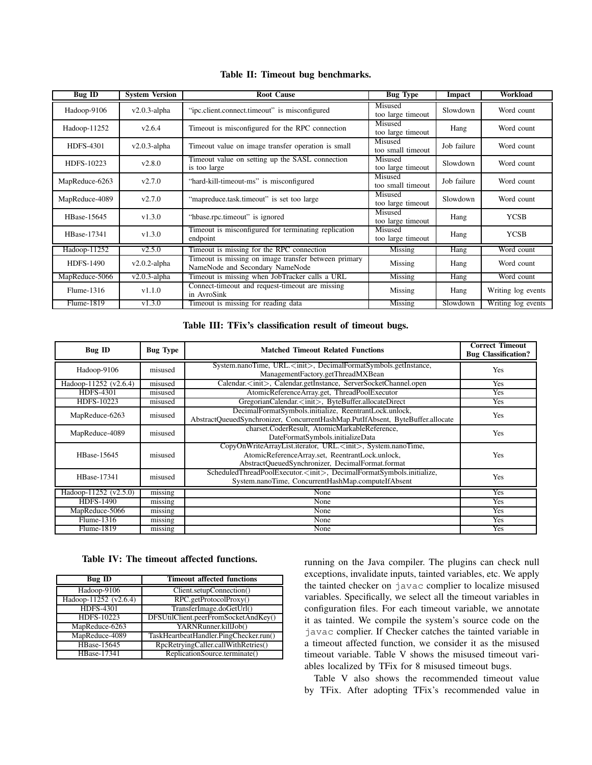**Table II: Timeout bug benchmarks.**

| Bug ID | System Version | Root Cause | Bug Type | Impact | Workload |
|---|---|---|---|---|---|
| Hadoop-9106 | v2.0.3-alpha | "ipc.client.connect.timeout" is misconfigured | Misused too large timeout | Slowdown | Word count |
| Hadoop-11252 | v2.6.4 | Timeout is misconfigured for the RPC connection | Misused too large timeout | Hang | Word count |
| HDFS-4301 | v2.0.3-alpha | Timeout value on image transfer operation is small | Misused too small timeout | Job failure | Word count |
| HDFS-10223 | v2.8.0 | Timeout value on setting up the SASL connection is too large | Misused too large timeout | Slowdown | Word count |
| MapReduce-6263 | v2.7.0 | "hard-kill-timeout-ms" is misconfigured | Misused too small timeout | Job failure | Word count |
| MapReduce-4089 | v2.7.0 | "mapreduce.task.timeout" is set too large | Misused too large timeout | Slowdown | Word count |
| HBase-15645 | v1.3.0 | "hbase.rpc.timeout" is ignored | Misused too large timeout | Hang | YCSB |
| HBase-17341 | v1.3.0 | Timeout is misconfigured for terminating replication endpoint | Misused too large timeout | Hang | YCSB |
| Hadoop-11252 | v2.5.0 | Timeout is missing for the RPC connection | Missing | Hang | Word count |
| HDFS-1490 | v2.0.2-alpha | Timeout is missing on image transfer between primary NameNode and Secondary NameNode | Missing | Hang | Word count |
| MapReduce-5066 | v2.0.3-alpha | Timeout is missing when JobTracker calls a URL | Missing | Hang | Word count |
| Flume-1316 | v1.1.0 | Connect-timeout and request-timeout are missing in AvroSink | Missing | Hang | Writing log events |
| Flume-1819 | v1.3.0 | Timeout is missing for reading data | Missing | Slowdown | Writing log events |

**Table III: TFix's classification result of timeout bugs.**

| Bug ID | Bug Type | Matched Timeout Related Functions | Correct Timeout Bug Classification? |
|---|---|---|---|
| Hadoop-9106 | misused | System.nanoTime, URL.<init>, DecimalFormatSymbols.getInstance, ManagementFactory.getThreadMXBean | Yes |
| Hadoop-11252 (v2.6.4) | misused | Calendar.<init>, Calendar.getInstance, ServerSocketChannel.open | Yes |
| HDFS-4301 | misused | AtomicReferenceArray.get, ThreadPoolExecutor | Yes |
| HDFS-10223 | misused | GregorianCalendar.<init>, ByteBuffer.allocateDirect | Yes |
| MapReduce-6263 | misused | DecimalFormatSymbols.initialize, ReentrantLock.unlock, AbstractQueuedSynchronizer, ConcurrentHashMap.PutIfAbsent, ByteBuffer.allocate | Yes |
| MapReduce-4089 | misused | charset.CoderResult, AtomicMarkableReference, DateFormatSymbols.initializeData | Yes |
| HBase-15645 | misused | CopyOnWriteArrayList.iterator, URL.<init>, System.nanoTime, AtomicReferenceArray.set, ReentrantLock.unlock, AbstractQueuedSynchronizer, DecimalFormat.format | Yes |
| HBase-17341 | misused | ScheduledThreadPoolExecutor.<init>, DecimalFormatSymbols.initialize, System.nanoTime, ConcurrentHashMap.computeIfAbsent | Yes |
| Hadoop-11252 (v2.5.0) | missing | None | Yes |
| HDFS-1490 | missing | None | Yes |
| MapReduce-5066 | missing | None | Yes |
| Flume-1316 | missing | None | Yes |
| Flume-1819 | missing | None | Yes |

**Table IV: The timeout affected functions.**

| Bug ID | Timeout affected functions |
|---|---|
| Hadoop-9106 | Client.setupConnection() |
| Hadoop-11252 (v2.6.4) | RPC.getProtocolProxy() |
| HDFS-4301 | TransferImage.doGetUrl() |
| HDFS-10223 | DFSUtilClient.peerFromSocketAndKey() |
| MapReduce-6263 | YARNRunner.killJob() |
| MapReduce-4089 | TaskHeartbeatHandler.PingChecker.run() |
| HBase-15645 | RpcRetryingCaller.callWithRetries() |
| HBase-17341 | ReplicationSource.terminate() |

running on the Java compiler. The plugins can check null exceptions, invalidate inputs, tainted variables, etc. We apply the tainted checker on `javac` complier to localize misused variables. Specifically, we select all the timeout variables in configuration files. For each timeout variable, we annotate it as tainted. We compile the system's source code on the `javac` complier. If Checker catches the tainted variable in a timeout affected function, we consider it as the misused timeout variable. Table V shows the misused timeout variables localized by TFix for 8 misused timeout bugs.

Table V also shows the recommended timeout value by TFix. After adopting TFix's recommended value in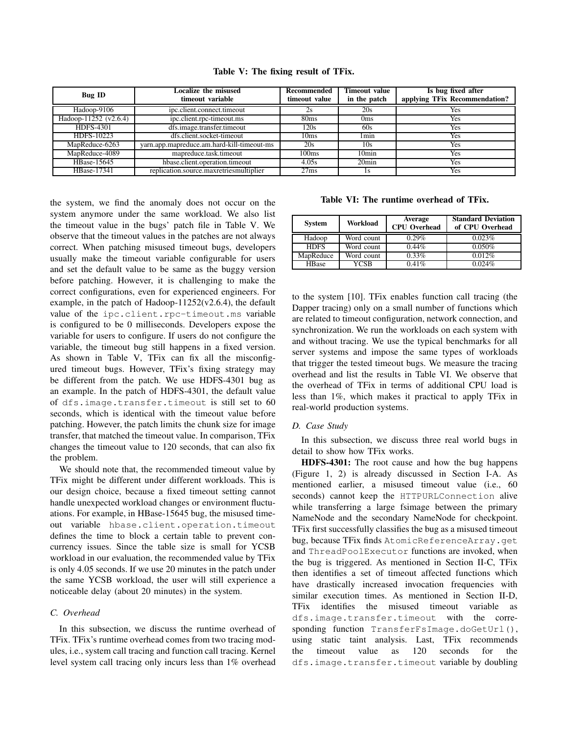Table V: The fixing result of TFix.

| Bug ID | Localize the misused timeout variable | Recommended timeout value | Timeout value in the patch | Is bug fixed after applying TFix Recommendation? |
|---|---|---|---|---|
| Hadoop-9106 | ipc.client.connect.timeout | 2s | 20s | Yes |
| Hadoop-11252 (v2.6.4) | ipc.client.rpc-timeout.ms | 80ms | 0ms | Yes |
| HDFS-4301 | dfs.image.transfer.timeout | 120s | 60s | Yes |
| HDFS-10223 | dfs.client.socket-timeout | 10ms | 1min | Yes |
| MapReduce-6263 | yarn.app.mapreduce.am.hard-kill-timeout-ms | 20s | 10s | Yes |
| MapReduce-4089 | mapreduce.task.timeout | 100ms | 10min | Yes |
| HBase-15645 | hbase.client.operation.timeout | 4.05s | 20min | Yes |
| HBase-17341 | replication.source.maxretriesmultiplier | 27ms | 1s | Yes |

the system, we find the anomaly does not occur on the system anymore under the same workload. We also list the timeout value in the bugs' patch file in Table V. We observe that the timeout values in the patches are not always correct. When patching misused timeout bugs, developers usually make the timeout variable configurable for users and set the default value to be same as the buggy version before patching. However, it is challenging to make the correct configurations, even for experienced engineers. For example, in the patch of Hadoop-11252(v2.6.4), the default value of the `ipc.client.rpc-timeout.ms` variable is configured to be 0 milliseconds. Developers expose the variable for users to configure. If users do not configure the variable, the timeout bug still happens in a fixed version. As shown in Table V, TFix can fix all the misconfigured timeout bugs. However, TFix's fixing strategy may be different from the patch. We use HDFS-4301 bug as an example. In the patch of HDFS-4301, the default value of `dfs.image.transfer.timeout` is still set to 60 seconds, which is identical with the timeout value before patching. However, the patch limits the chunk size for image transfer, that matched the timeout value. In comparison, TFix changes the timeout value to 120 seconds, that can also fix the problem.

We should note that, the recommended timeout value by TFix might be different under different workloads. This is our design choice, because a fixed timeout setting cannot handle unexpected workload changes or environment fluctuations. For example, in HBase-15645 bug, the misused timeout variable `hbase.client.operation.timeout` defines the time to block a certain table to prevent concurrency issues. Since the table size is small for YCSB workload in our evaluation, the recommended value by TFix is only 4.05 seconds. If we use 20 minutes in the patch under the same YCSB workload, the user will still experience a noticeable delay (about 20 minutes) in the system.

### C. Overhead

In this subsection, we discuss the runtime overhead of TFix. TFix's runtime overhead comes from two tracing modules, i.e., system call tracing and function call tracing. Kernel level system call tracing only incurs less than 1% overhead to the system [10]. TFix enables function call tracing (the Dapper tracing) only on a small number of functions which are related to timeout configuration, network connection, and synchronization. We run the workloads on each system with and without tracing. We use the typical benchmarks for all server systems and impose the same types of workloads that trigger the tested timeout bugs. We measure the tracing overhead and list the results in Table VI. We observe that the overhead of TFix in terms of additional CPU load is less than 1%, which makes it practical to apply TFix in real-world production systems.

Table VI: The runtime overhead of TFix.

| System | Workload | Average CPU Overhead | Standard Deviation of CPU Overhead |
|---|---|---|---|
| Hadoop | Word count | 0.29% | 0.023% |
| HDFS | Word count | 0.44% | 0.050% |
| MapReduce | Word count | 0.33% | 0.012% |
| HBase | YCSB | 0.41% | 0.024% |

### D. Case Study

In this subsection, we discuss three real world bugs in detail to show how TFix works.

**HDFS-4301:** The root cause and how the bug happens (Figure 1, 2) is already discussed in Section I-A. As mentioned earlier, a misused timeout value (i.e., 60 seconds) cannot keep the `HTTPURLConnection` alive while transferring a large fsimage between the primary NameNode and the secondary NameNode for checkpoint. TFix first successfully classifies the bug as a misused timeout bug, because TFix finds `AtomicReferenceArray.get` and `ThreadPoolExecutor` functions are invoked, when the bug is triggered. As mentioned in Section II-C, TFix then identifies a set of timeout affected functions which have drastically increased invocation frequencies with similar execution times. As mentioned in Section II-D, TFix identifies the misused timeout variable as `dfs.image.transfer.timeout` with the corresponding function `TransferFsImage.doGetUrl()`, using static taint analysis. Last, TFix recommends the timeout value as 120 seconds for the `dfs.image.transfer.timeout` variable by doubling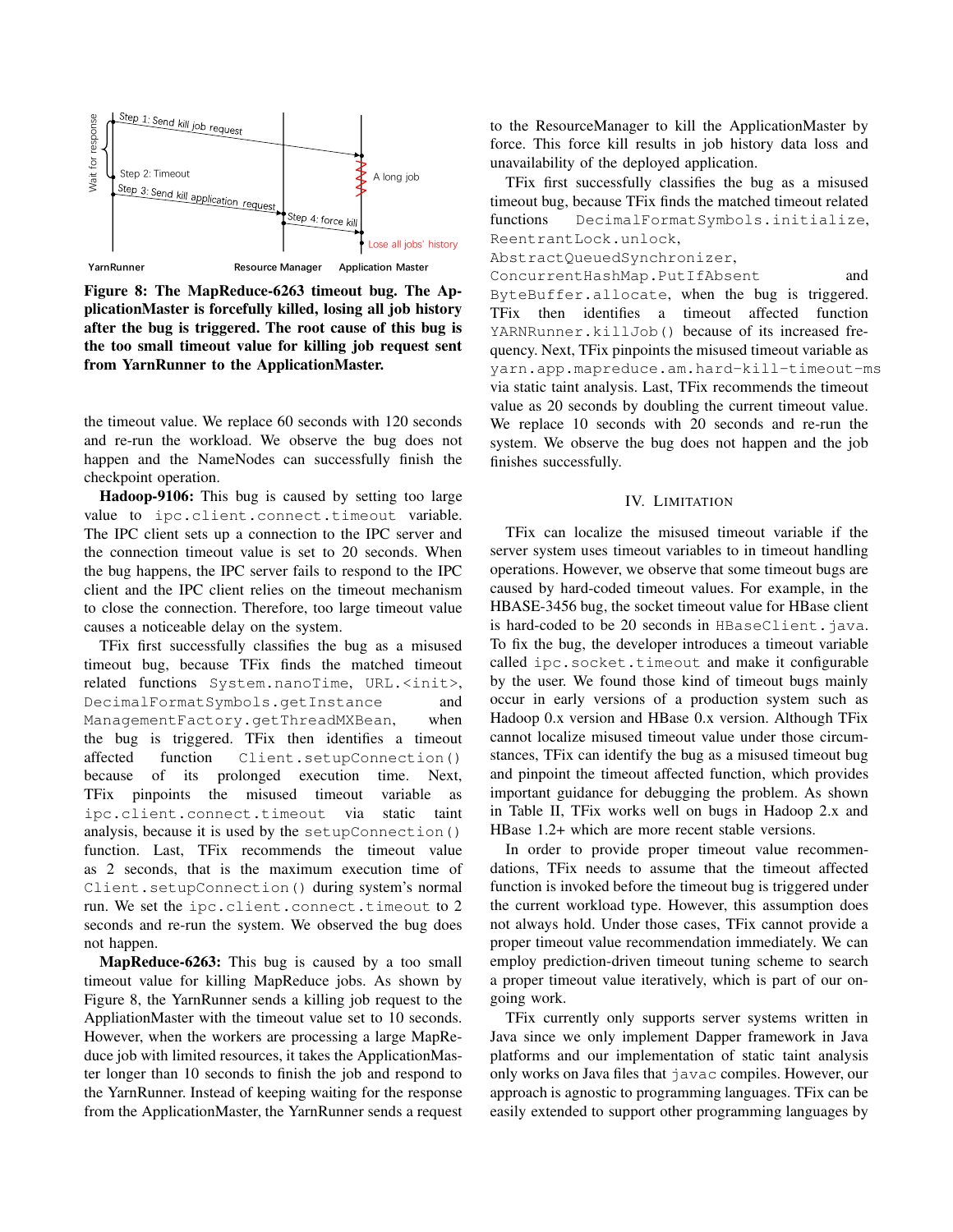Figure 8: The MapReduce-6263 timeout bug. The ApplicationMaster is forcefully killed, losing all job history after the bug is triggered. The root cause of this bug is the too small timeout value for killing job request sent from YarnRunner to the ApplicationMaster.

the timeout value. We replace 60 seconds with 120 seconds and re-run the workload. We observe the bug does not happen and the NameNodes can successfully finish the checkpoint operation.

**Hadoop-9106:** This bug is caused by setting too large value to `ipc.client.connect.timeout` variable. The IPC client sets up a connection to the IPC server and the connection timeout value is set to 20 seconds. When the bug happens, the IPC server fails to respond to the IPC client and the IPC client relies on the timeout mechanism to close the connection. Therefore, too large timeout value causes a noticeable delay on the system.

TFix first successfully classifies the bug as a misused timeout bug, because TFix finds the matched timeout related functions `System.nanoTime`, `URL.<init>`, `DecimalFormatSymbols.getInstance` and `ManagementFactory.getThreadMXBean`, when the bug is triggered. TFix then identifies a timeout affected function `Client.setupConnection()` because of its prolonged execution time. Next, TFix pinpoints the misused timeout variable as `ipc.client.connect.timeout` via static taint analysis, because it is used by the `setupConnection()` function. Last, TFix recommends the timeout value as 2 seconds, that is the maximum execution time of `Client.setupConnection()` during system's normal run. We set the `ipc.client.connect.timeout` to 2 seconds and re-run the system. We observed the bug does not happen.

**MapReduce-6263:** This bug is caused by a too small timeout value for killing MapReduce jobs. As shown by Figure 8, the YarnRunner sends a killing job request to the ApplicationMaster with the timeout value set to 10 seconds. However, when the workers are processing a large MapReduce job with limited resources, it takes the ApplicationMaster longer than 10 seconds to finish the job and respond to the YarnRunner. Instead of keeping waiting for the response from the ApplicationMaster, the YarnRunner sends a request to the ResourceManager to kill the ApplicationMaster by force. This force kill results in job history data loss and unavailability of the deployed application.

TFix first successfully classifies the bug as a misused timeout bug, because TFix finds the matched timeout related functions `DecimalFormatSymbols.initialize`, `ReentrantLock.unlock`, `AbstractQueuedSynchronizer`, `ConcurrentHashMap.PutIfAbsent` and `ByteBuffer.allocate`, when the bug is triggered. TFix then identifies a timeout affected function `YARNRunner.killJob()` because of its increased frequency. Next, TFix pinpoints the misused timeout variable as `yarn.app.mapreduce.am.hard-kill-timeout-ms` via static taint analysis. Last, TFix recommends the timeout value as 20 seconds by doubling the current timeout value. We replace 10 seconds with 20 seconds and re-run the system. We observe the bug does not happen and the job finishes successfully.

## IV. Limitation

TFix can localize the misused timeout variable if the server system uses timeout variables to in timeout handling operations. However, we observe that some timeout bugs are caused by hard-coded timeout values. For example, in the HBASE-3456 bug, the socket timeout value for HBase client is hard-coded to be 20 seconds in `HBaseClient.java`. To fix the bug, the developer introduces a timeout variable called `ipc.socket.timeout` and make it configurable by the user. We found those kind of timeout bugs mainly occur in early versions of a production system such as Hadoop 0.x version and HBase 0.x version. Although TFix cannot localize misused timeout value under those circumstances, TFix can identify the bug as a misused timeout bug and pinpoint the timeout affected function, which provides important guidance for debugging the problem. As shown in Table II, TFix works well on bugs in Hadoop 2.x and HBase 1.2+ which are more recent stable versions.

In order to provide proper timeout value recommendations, TFix needs to assume that the timeout affected function is invoked before the timeout bug is triggered under the current workload type. However, this assumption does not always hold. Under those cases, TFix cannot provide a proper timeout value recommendation immediately. We can employ prediction-driven timeout tuning scheme to search a proper timeout value iteratively, which is part of our ongoing work.

TFix currently only supports server systems written in Java since we only implement Dapper framework in Java platforms and our implementation of static taint analysis only works on Java files that `javac` compiles. However, our approach is agnostic to programming languages. TFix can be easily extended to support other programming languages by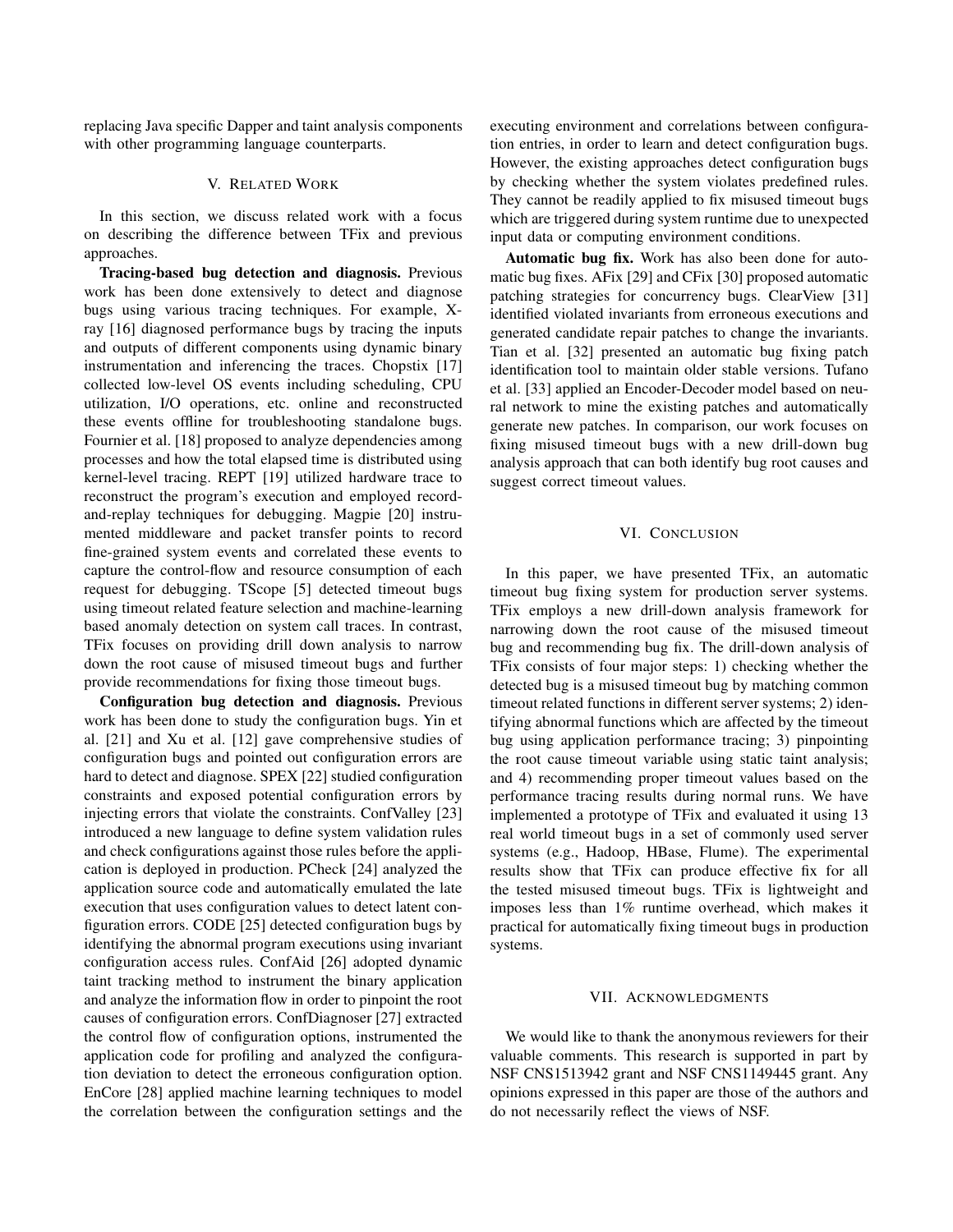replacing Java specific Dapper and taint analysis components with other programming language counterparts.

## V. Related Work

In this section, we discuss related work with a focus on describing the difference between TFix and previous approaches.

**Tracing-based bug detection and diagnosis.** Previous work has been done extensively to detect and diagnose bugs using various tracing techniques. For example, X-ray [16] diagnosed performance bugs by tracing the inputs and outputs of different components using dynamic binary instrumentation and inferencing the traces. Chopstix [17] collected low-level OS events including scheduling, CPU utilization, I/O operations, etc. online and reconstructed these events offline for troubleshooting standalone bugs. Fournier et al. [18] proposed to analyze dependencies among processes and how the total elapsed time is distributed using kernel-level tracing. REPT [19] utilized hardware trace to reconstruct the program's execution and employed record-and-replay techniques for debugging. Magpie [20] instrumented middleware and packet transfer points to record fine-grained system events and correlated these events to capture the control-flow and resource consumption of each request for debugging. TScope [5] detected timeout bugs using timeout related feature selection and machine-learning based anomaly detection on system call traces. In contrast, TFix focuses on providing drill down analysis to narrow down the root cause of misused timeout bugs and further provide recommendations for fixing those timeout bugs.

**Configuration bug detection and diagnosis.** Previous work has been done to study the configuration bugs. Yin et al. [21] and Xu et al. [12] gave comprehensive studies of configuration bugs and pointed out configuration errors are hard to detect and diagnose. SPEX [22] studied configuration constraints and exposed potential configuration errors by injecting errors that violate the constraints. ConfValley [23] introduced a new language to define system validation rules and check configurations against those rules before the application is deployed in production. PCheck [24] analyzed the application source code and automatically emulated the late execution that uses configuration values to detect latent configuration errors. CODE [25] detected configuration bugs by identifying the abnormal program executions using invariant configuration access rules. ConfAid [26] adopted dynamic taint tracking method to instrument the binary application and analyze the information flow in order to pinpoint the root causes of configuration errors. ConfDiagnoser [27] extracted the control flow of configuration options, instrumented the application code for profiling and analyzed the configuration deviation to detect the erroneous configuration option. EnCore [28] applied machine learning techniques to model the correlation between the configuration settings and the executing environment and correlations between configuration entries, in order to learn and detect configuration bugs. However, the existing approaches detect configuration bugs by checking whether the system violates predefined rules. They cannot be readily applied to fix misused timeout bugs which are triggered during system runtime due to unexpected input data or computing environment conditions.

**Automatic bug fix.** Work has also been done for automatic bug fixes. AFix [29] and CFix [30] proposed automatic patching strategies for concurrency bugs. ClearView [31] identified violated invariants from erroneous executions and generated candidate repair patches to change the invariants. Tian et al. [32] presented an automatic bug fixing patch identification tool to maintain older stable versions. Tufano et al. [33] applied an Encoder-Decoder model based on neural network to mine the existing patches and automatically generate new patches. In comparison, our work focuses on fixing misused timeout bugs with a new drill-down bug analysis approach that can both identify bug root causes and suggest correct timeout values.

## VI. Conclusion

In this paper, we have presented TFix, an automatic timeout bug fixing system for production server systems. TFix employs a new drill-down analysis framework for narrowing down the root cause of the misused timeout bug and recommending bug fix. The drill-down analysis of TFix consists of four major steps: 1) checking whether the detected bug is a misused timeout bug by matching common timeout related functions in different server systems; 2) identifying abnormal functions which are affected by the timeout bug using application performance tracing; 3) pinpointing the root cause timeout variable using static taint analysis; and 4) recommending proper timeout values based on the performance tracing results during normal runs. We have implemented a prototype of TFix and evaluated it using 13 real world timeout bugs in a set of commonly used server systems (e.g., Hadoop, HBase, Flume). The experimental results show that TFix can produce effective fix for all the tested misused timeout bugs. TFix is lightweight and imposes less than 1% runtime overhead, which makes it practical for automatically fixing timeout bugs in production systems.

## VII. Acknowledgments

We would like to thank the anonymous reviewers for their valuable comments. This research is supported in part by NSF CNS1513942 grant and NSF CNS1149445 grant. Any opinions expressed in this paper are those of the authors and do not necessarily reflect the views of NSF.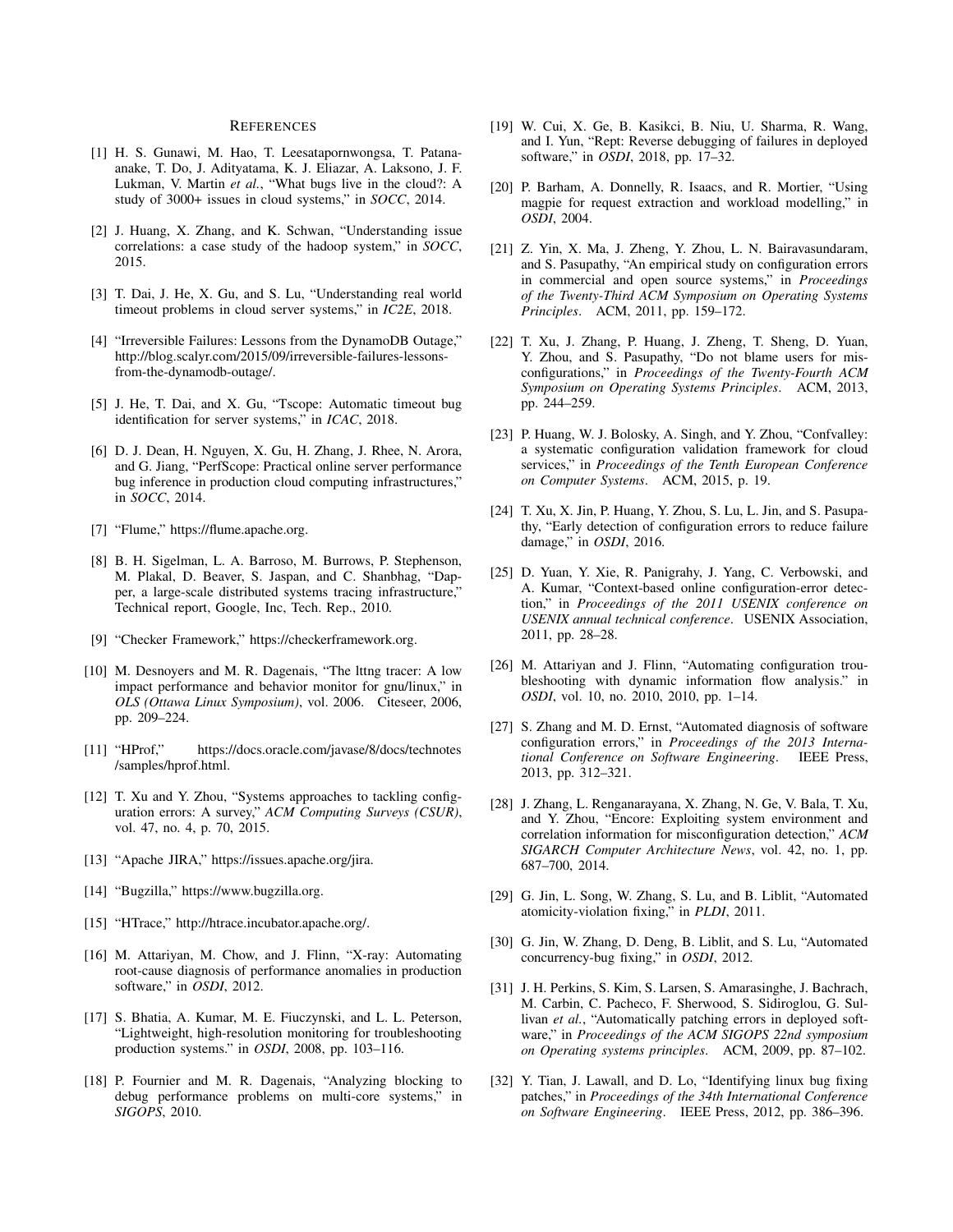## References

[1] H. S. Gunawi, M. Hao, T. Leesatapornwongsa, T. Patana-anake, T. Do, J. Adityatama, K. J. Eliazar, A. Laksono, J. F. Lukman, V. Martin *et al.*, "What bugs live in the cloud?: A study of 3000+ issues in cloud systems," in *SOCC*, 2014.

[2] J. Huang, X. Zhang, and K. Schwan, "Understanding issue correlations: a case study of the hadoop system," in *SOCC*, 2015.

[3] T. Dai, J. He, X. Gu, and S. Lu, "Understanding real world timeout problems in cloud server systems," in *IC2E*, 2018.

[4] "Irreversible Failures: Lessons from the DynamoDB Outage," http://blog.scalyr.com/2015/09/irreversible-failures-lessons-from-the-dynamodb-outage/.

[5] J. He, T. Dai, and X. Gu, "Tscope: Automatic timeout bug identification for server systems," in *ICAC*, 2018.

[6] D. J. Dean, H. Nguyen, X. Gu, H. Zhang, J. Rhee, N. Arora, and G. Jiang, "PerfScope: Practical online server performance bug inference in production cloud computing infrastructures," in *SOCC*, 2014.

[7] "Flume," https://flume.apache.org.

[8] B. H. Sigelman, L. A. Barroso, M. Burrows, P. Stephenson, M. Plakal, D. Beaver, S. Jaspan, and C. Shanbhag, "Dapper, a large-scale distributed systems tracing infrastructure," Technical report, Google, Inc, Tech. Rep., 2010.

[9] "Checker Framework," https://checkerframework.org.

[10] M. Desnoyers and M. R. Dagenais, "The lttng tracer: A low impact performance and behavior monitor for gnu/linux," in *OLS (Ottawa Linux Symposium)*, vol. 2006. Citeseer, 2006, pp. 209–224.

[11] "HProf," https://docs.oracle.com/javase/8/docs/technotes/samples/hprof.html.

[12] T. Xu and Y. Zhou, "Systems approaches to tackling configuration errors: A survey," *ACM Computing Surveys (CSUR)*, vol. 47, no. 4, p. 70, 2015.

[13] "Apache JIRA," https://issues.apache.org/jira.

[14] "Bugzilla," https://www.bugzilla.org.

[15] "HTrace," http://htrace.incubator.apache.org/.

[16] M. Attariyan, M. Chow, and J. Flinn, "X-ray: Automating root-cause diagnosis of performance anomalies in production software," in *OSDI*, 2012.

[17] S. Bhatia, A. Kumar, M. E. Fiuczynski, and L. L. Peterson, "Lightweight, high-resolution monitoring for troubleshooting production systems." in *OSDI*, 2008, pp. 103–116.

[18] P. Fournier and M. R. Dagenais, "Analyzing blocking to debug performance problems on multi-core systems," in *SIGOPS*, 2010.

[19] W. Cui, X. Ge, B. Kasikci, B. Niu, U. Sharma, R. Wang, and I. Yun, "Rept: Reverse debugging of failures in deployed software," in *OSDI*, 2018, pp. 17–32.

[20] P. Barham, A. Donnelly, R. Isaacs, and R. Mortier, "Using magpie for request extraction and workload modelling," in *OSDI*, 2004.

[21] Z. Yin, X. Ma, J. Zheng, Y. Zhou, L. N. Bairavasundaram, and S. Pasupathy, "An empirical study on configuration errors in commercial and open source systems," in *Proceedings of the Twenty-Third ACM Symposium on Operating Systems Principles*. ACM, 2011, pp. 159–172.

[22] T. Xu, J. Zhang, P. Huang, J. Zheng, T. Sheng, D. Yuan, Y. Zhou, and S. Pasupathy, "Do not blame users for misconfigurations," in *Proceedings of the Twenty-Fourth ACM Symposium on Operating Systems Principles*. ACM, 2013, pp. 244–259.

[23] P. Huang, W. J. Bolosky, A. Singh, and Y. Zhou, "Confvalley: a systematic configuration validation framework for cloud services," in *Proceedings of the Tenth European Conference on Computer Systems*. ACM, 2015, p. 19.

[24] T. Xu, X. Jin, P. Huang, Y. Zhou, S. Lu, L. Jin, and S. Pasupathy, "Early detection of configuration errors to reduce failure damage," in *OSDI*, 2016.

[25] D. Yuan, Y. Xie, R. Panigrahy, J. Yang, C. Verbowski, and A. Kumar, "Context-based online configuration-error detection," in *Proceedings of the 2011 USENIX conference on USENIX annual technical conference*. USENIX Association, 2011, pp. 28–28.

[26] M. Attariyan and J. Flinn, "Automating configuration troubleshooting with dynamic information flow analysis." in *OSDI*, vol. 10, no. 2010, 2010, pp. 1–14.

[27] S. Zhang and M. D. Ernst, "Automated diagnosis of software configuration errors," in *Proceedings of the 2013 International Conference on Software Engineering*. IEEE Press, 2013, pp. 312–321.

[28] J. Zhang, L. Renganarayana, X. Zhang, N. Ge, V. Bala, T. Xu, and Y. Zhou, "Encore: Exploiting system environment and correlation information for misconfiguration detection," *ACM SIGARCH Computer Architecture News*, vol. 42, no. 1, pp. 687–700, 2014.

[29] G. Jin, L. Song, W. Zhang, S. Lu, and B. Liblit, "Automated atomicity-violation fixing," in *PLDI*, 2011.

[30] G. Jin, W. Zhang, D. Deng, B. Liblit, and S. Lu, "Automated concurrency-bug fixing," in *OSDI*, 2012.

[31] J. H. Perkins, S. Kim, S. Larsen, S. Amarasinghe, J. Bachrach, M. Carbin, C. Pacheco, F. Sherwood, S. Sidiroglou, G. Sullivan *et al.*, "Automatically patching errors in deployed software," in *Proceedings of the ACM SIGOPS 22nd symposium on Operating systems principles*. ACM, 2009, pp. 87–102.

[32] Y. Tian, J. Lawall, and D. Lo, "Identifying linux bug fixing patches," in *Proceedings of the 34th International Conference on Software Engineering*. IEEE Press, 2012, pp. 386–396.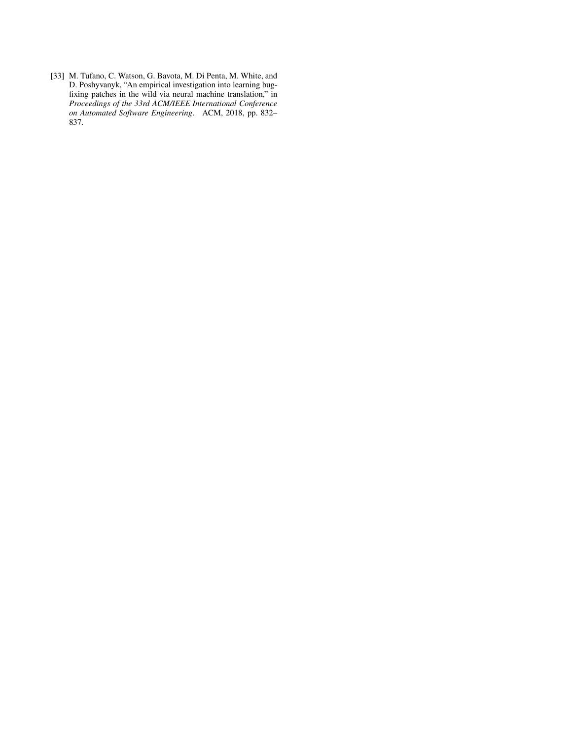[33] M. Tufano, C. Watson, G. Bavota, M. Di Penta, M. White, and D. Poshyvanyk, "An empirical investigation into learning bug-fixing patches in the wild via neural machine translation," in *Proceedings of the 33rd ACM/IEEE International Conference on Automated Software Engineering*. ACM, 2018, pp. 832–837.